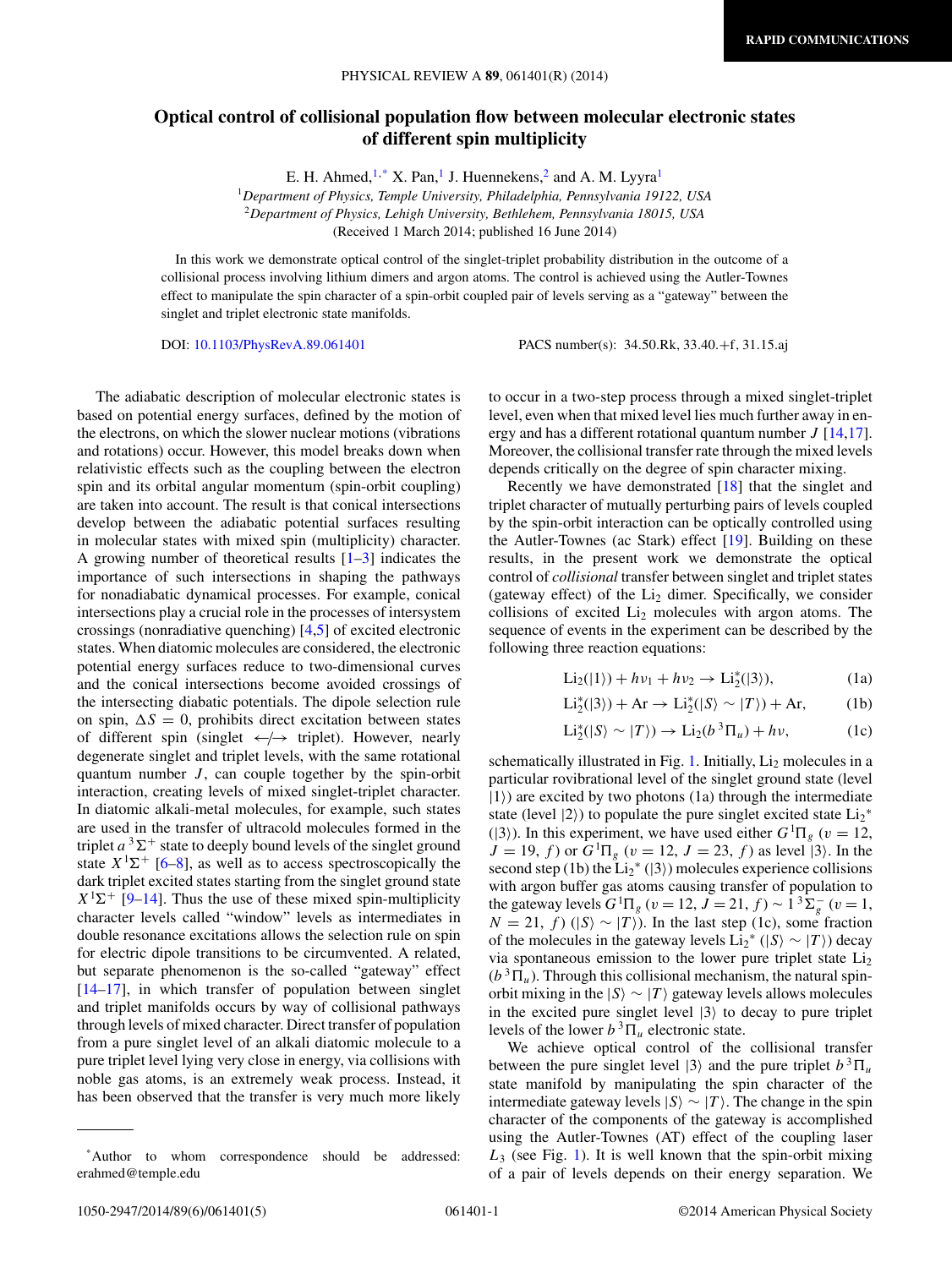RAPID COMMUNICATIONS

# Optical control of collisional population flow between molecular electronic states of different spin multiplicity

E. H. Ahmed,[1,*] X. Pan,[1] J. Huennekens,[2] and A. M. Lyyra[1]

[1]*Department of Physics, Temple University, Philadelphia, Pennsylvania 19122, USA*
[2]*Department of Physics, Lehigh University, Bethlehem, Pennsylvania 18015, USA*

(Received 1 March 2014; published 16 June 2014)

In this work we demonstrate optical control of the singlet-triplet probability distribution in the outcome of a collisional process involving lithium dimers and argon atoms. The control is achieved using the Autler-Townes effect to manipulate the spin character of a spin-orbit coupled pair of levels serving as a "gateway" between the singlet and triplet electronic state manifolds.

DOI: 10.1103/PhysRevA.89.061401 PACS number(s): 34.50.Rk, 33.40.+f, 31.15.aj

The adiabatic description of molecular electronic states is based on potential energy surfaces, defined by the motion of the electrons, on which the slower nuclear motions (vibrations and rotations) occur. However, this model breaks down when relativistic effects such as the coupling between the electron spin and its orbital angular momentum (spin-orbit coupling) are taken into account. The result is that conical intersections develop between the adiabatic potential surfaces resulting in molecular states with mixed spin (multiplicity) character. A growing number of theoretical results [1–3] indicates the importance of such intersections in shaping the pathways for nonadiabatic dynamical processes. For example, conical intersections play a crucial role in the processes of intersystem crossings (nonradiative quenching) [4,5] of excited electronic states. When diatomic molecules are considered, the electronic potential energy surfaces reduce to two-dimensional curves and the conical intersections become avoided crossings of the intersecting diabatic potentials. The dipole selection rule on spin, $\Delta S = 0$, prohibits direct excitation between states of different spin (singlet $\leftarrow\!/\!\rightarrow$ triplet). However, nearly degenerate singlet and triplet levels, with the same rotational quantum number $J$, can couple together by the spin-orbit interaction, creating levels of mixed singlet-triplet character. In diatomic alkali-metal molecules, for example, such states are used in the transfer of ultracold molecules formed in the triplet $a\,^3\Sigma^+$ state to deeply bound levels of the singlet ground state $X\,^1\Sigma^+$ [6–8], as well as to access spectroscopically the dark triplet excited states starting from the singlet ground state $X\,^1\Sigma^+$ [9–14]. Thus the use of these mixed spin-multiplicity character levels called "window" levels as intermediates in double resonance excitations allows the selection rule on spin for electric dipole transitions to be circumvented. A related, but separate phenomenon is the so-called "gateway" effect [14–17], in which transfer of population between singlet and triplet manifolds occurs by way of collisional pathways through levels of mixed character. Direct transfer of population from a pure singlet level of an alkali diatomic molecule to a pure triplet level lying very close in energy, via collisions with noble gas atoms, is an extremely weak process. Instead, it has been observed that the transfer is very much more likely to occur in a two-step process through a mixed singlet-triplet level, even when that mixed level lies much further away in energy and has a different rotational quantum number $J$ [14,17]. Moreover, the collisional transfer rate through the mixed levels depends critically on the degree of spin character mixing.

Recently we have demonstrated [18] that the singlet and triplet character of mutually perturbing pairs of levels coupled by the spin-orbit interaction can be optically controlled using the Autler-Townes (ac Stark) effect [19]. Building on these results, in the present work we demonstrate the optical control of *collisional* transfer between singlet and triplet states (gateway effect) of the $Li_2$ dimer. Specifically, we consider collisions of excited $Li_2$ molecules with argon atoms. The sequence of events in the experiment can be described by the following three reaction equations:

$$\mathrm{Li}_2(|1\rangle) + h\nu_1 + h\nu_2 \rightarrow \mathrm{Li}_2^*(|3\rangle), \tag{1a}$$

$$\mathrm{Li}_2^*(|3\rangle) + \mathrm{Ar} \rightarrow \mathrm{Li}_2^*(|S\rangle \sim |T\rangle) + \mathrm{Ar}, \tag{1b}$$

$$\mathrm{Li}_2^*(|S\rangle \sim |T\rangle) \rightarrow \mathrm{Li}_2(b\,^3\Pi_u) + h\nu, \tag{1c}$$

schematically illustrated in Fig. 1. Initially, $Li_2$ molecules in a particular rovibrational level of the singlet ground state (level $|1\rangle$) are excited by two photons (1a) through the intermediate state (level $|2\rangle$) to populate the pure singlet excited state $Li_2^*$ ($|3\rangle$). In this experiment, we have used either $G\,^1\Pi_g$ ($v = 12$, $J = 19$, $f$) or $G\,^1\Pi_g$ ($v = 12$, $J = 23$, $f$) as level $|3\rangle$. In the second step (1b) the $Li_2^*$ ($|3\rangle$) molecules experience collisions with argon buffer gas atoms causing transfer of population to the gateway levels $G\,^1\Pi_g$ ($v = 12$, $J = 21$, $f$) $\sim 1\,^3\Sigma_g^-$ ($v = 1$, $N = 21$, $f$) ($|S\rangle \sim |T\rangle$). In the last step (1c), some fraction of the molecules in the gateway levels $Li_2^*$ ($|S\rangle \sim |T\rangle$) decay via spontaneous emission to the lower pure triplet state $Li_2$ ($b\,^3\Pi_u$). Through this collisional mechanism, the natural spin-orbit mixing in the $|S\rangle \sim |T\rangle$ gateway levels allows molecules in the excited pure singlet level $|3\rangle$ to decay to pure triplet levels of the lower $b\,^3\Pi_u$ electronic state.

We achieve optical control of the collisional transfer between the pure singlet level $|3\rangle$ and the pure triplet $b\,^3\Pi_u$ state manifold by manipulating the spin character of the intermediate gateway levels $|S\rangle \sim |T\rangle$. The change in the spin character of the components of the gateway is accomplished using the Autler-Townes (AT) effect of the coupling laser $L_3$ (see Fig. 1). It is well known that the spin-orbit mixing of a pair of levels depends on their energy separation. We

*Author to whom correspondence should be addressed: erahmed@temple.edu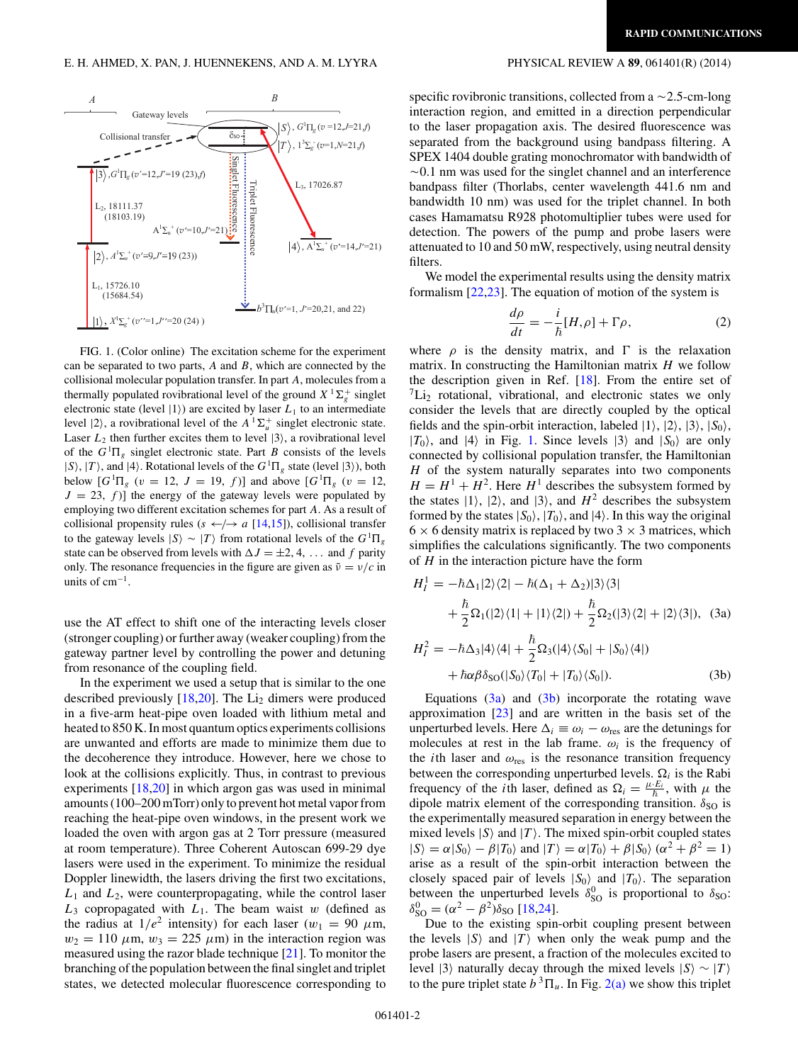FIG. 1. (Color online) The excitation scheme for the experiment can be separated to two parts, $A$ and $B$, which are connected by the collisional molecular population transfer. In part $A$, molecules from a thermally populated rovibrational level of the ground $X\,^1\Sigma_g^+$ singlet electronic state (level $|1\rangle$) are excited by laser $L_1$ to an intermediate level $|2\rangle$, a rovibrational level of the $A\,^1\Sigma_u^+$ singlet electronic state. Laser $L_2$ then further excites them to level $|3\rangle$, a rovibrational level of the $G\,^1\Pi_g$ singlet electronic state. Part $B$ consists of the levels $|S\rangle$, $|T\rangle$, and $|4\rangle$. Rotational levels of the $G\,^1\Pi_g$ state (level $|3\rangle$), both below [$G\,^1\Pi_g$ ($v = 12$, $J = 19$, $f$)] and above [$G\,^1\Pi_g$ ($v = 12$, $J = 23$, $f$)] the energy of the gateway levels were populated by employing two different excitation schemes for part $A$. As a result of collisional propensity rules ($s \not\leftrightarrow a$ [14,15]), collisional transfer to the gateway levels $|S\rangle \sim |T\rangle$ from rotational levels of the $G\,^1\Pi_g$ state can be observed from levels with $\Delta J = \pm 2, 4, \ldots$ and $f$ parity only. The resonance frequencies in the figure are given as $\tilde{\nu} = \nu/c$ in units of $\mathrm{cm}^{-1}$.

use the AT effect to shift one of the interacting levels closer (stronger coupling) or further away (weaker coupling) from the gateway partner level by controlling the power and detuning from resonance of the coupling field.

In the experiment we used a setup that is similar to the one described previously [18,20]. The $Li_2$ dimers were produced in a five-arm heat-pipe oven loaded with lithium metal and heated to 850 K. In most quantum optics experiments collisions are unwanted and efforts are made to minimize them due to the decoherence they introduce. However, here we chose to look at the collisions explicitly. Thus, in contrast to previous experiments [18,20] in which argon gas was used in minimal amounts (100–200 mTorr) only to prevent hot metal vapor from reaching the heat-pipe oven windows, in the present work we loaded the oven with argon gas at 2 Torr pressure (measured at room temperature). Three Coherent Autoscan 699-29 dye lasers were used in the experiment. To minimize the residual Doppler linewidth, the lasers driving the first two excitations, $L_1$ and $L_2$, were counterpropagating, while the control laser $L_3$ copropagated with $L_1$. The beam waist $w$ (defined as the radius at $1/e^2$ intensity) for each laser ($w_1 = 90\ \mu$m, $w_2 = 110\ \mu$m, $w_3 = 225\ \mu$m) in the interaction region was measured using the razor blade technique [21]. To monitor the branching of the population between the final singlet and triplet states, we detected molecular fluorescence corresponding to specific rovibronic transitions, collected from a $\sim$2.5-cm-long interaction region, and emitted in a direction perpendicular to the laser propagation axis. The desired fluorescence was separated from the background using bandpass filtering. A SPEX 1404 double grating monochromator with bandwidth of $\sim$0.1 nm was used for the singlet channel and an interference bandpass filter (Thorlabs, center wavelength 441.6 nm and bandwidth 10 nm) was used for the triplet channel. In both cases Hamamatsu R928 photomultiplier tubes were used for detection. The powers of the pump and probe lasers were attenuated to 10 and 50 mW, respectively, using neutral density filters.

We model the experimental results using the density matrix formalism [22,23]. The equation of motion of the system is

$$\frac{d\rho}{dt} = -\frac{i}{\hbar}[H,\rho] + \Gamma\rho, \tag{2}$$

where $\rho$ is the density matrix, and $\Gamma$ is the relaxation matrix. In constructing the Hamiltonian matrix $H$ we follow the description given in Ref. [18]. From the entire set of $^7Li_2$ rotational, vibrational, and electronic states we only consider the levels that are directly coupled by the optical fields and the spin-orbit interaction, labeled $|1\rangle$, $|2\rangle$, $|3\rangle$, $|S_0\rangle$, $|T_0\rangle$, and $|4\rangle$ in Fig. 1. Since levels $|3\rangle$ and $|S_0\rangle$ are only connected by collisional population transfer, the Hamiltonian $H$ of the system naturally separates into two components $H = H^1 + H^2$. Here $H^1$ describes the subsystem formed by the states $|1\rangle$, $|2\rangle$, and $|3\rangle$, and $H^2$ describes the subsystem formed by the states $|S_0\rangle$, $|T_0\rangle$, and $|4\rangle$. In this way the original $6\times 6$ density matrix is replaced by two $3\times 3$ matrices, which simplifies the calculations significantly. The two components of $H$ in the interaction picture have the form

$$\begin{aligned} H_I^1 = &-\hbar\Delta_1|2\rangle\langle 2| - \hbar(\Delta_1+\Delta_2)|3\rangle\langle 3| \\ &+ \frac{\hbar}{2}\Omega_1(|2\rangle\langle 1| + |1\rangle\langle 2|) + \frac{\hbar}{2}\Omega_2(|3\rangle\langle 2| + |2\rangle\langle 3|), \end{aligned} \tag{3a}$$

$$\begin{aligned} H_I^2 = &-\hbar\Delta_3|4\rangle\langle 4| + \frac{\hbar}{2}\Omega_3(|4\rangle\langle S_0| + |S_0\rangle\langle 4|) \\ &+ \hbar\alpha\beta\delta_{\mathrm{SO}}(|S_0\rangle\langle T_0| + |T_0\rangle\langle S_0|). \end{aligned} \tag{3b}$$

Equations (3a) and (3b) incorporate the rotating wave approximation [23] and are written in the basis set of the unperturbed levels. Here $\Delta_i \equiv \omega_i - \omega_{\mathrm{res}}$ are the detunings for molecules at rest in the lab frame. $\omega_i$ is the frequency of the $i$th laser and $\omega_{\mathrm{res}}$ is the resonance transition frequency between the corresponding unperturbed levels. $\Omega_i$ is the Rabi frequency of the $i$th laser, defined as $\Omega_i = \frac{\mu\cdot E_i}{\hbar}$, with $\mu$ the dipole matrix element of the corresponding transition. $\delta_{\mathrm{SO}}$ is the experimentally measured separation in energy between the mixed levels $|S\rangle$ and $|T\rangle$. The mixed spin-orbit coupled states $|S\rangle = \alpha|S_0\rangle - \beta|T_0\rangle$ and $|T\rangle = \alpha|T_0\rangle + \beta|S_0\rangle$ ($\alpha^2 + \beta^2 = 1$) arise as a result of the spin-orbit interaction between the closely spaced pair of levels $|S_0\rangle$ and $|T_0\rangle$. The separation between the unperturbed levels $\delta_{\mathrm{SO}}^0$ is proportional to $\delta_{\mathrm{SO}}$: $\delta_{\mathrm{SO}}^0 = (\alpha^2 - \beta^2)\delta_{\mathrm{SO}}$ [18,24].

Due to the existing spin-orbit coupling present between the levels $|S\rangle$ and $|T\rangle$ when only the weak pump and the probe lasers are present, a fraction of the molecules excited to level $|3\rangle$ naturally decay through the mixed levels $|S\rangle \sim |T\rangle$ to the pure triplet state $b\,^3\Pi_u$. In Fig. 2(a) we show this triplet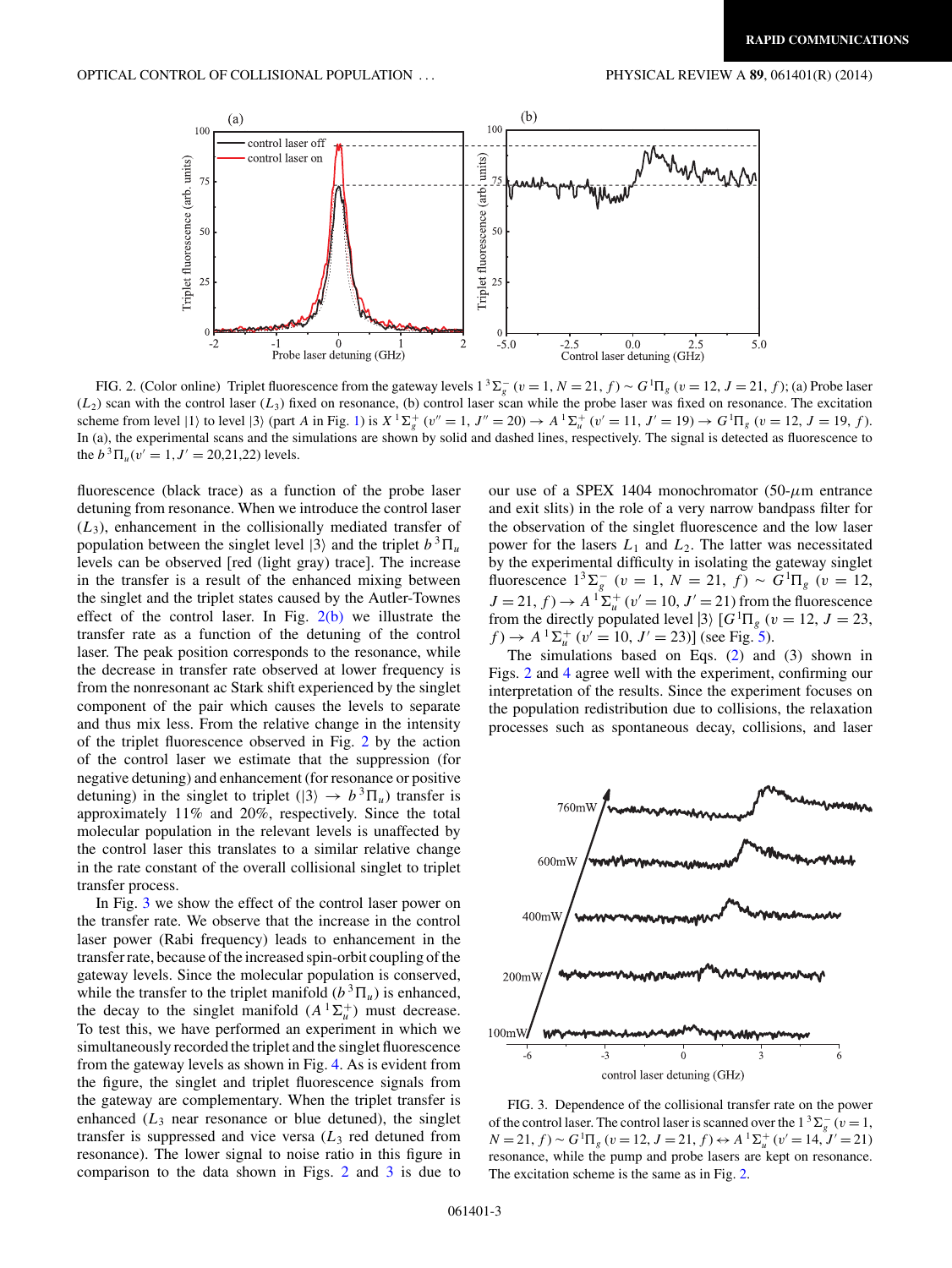FIG. 2. (Color online) Triplet fluorescence from the gateway levels $1\,^3\Sigma_g^-$ ($v = 1$, $N = 21$, $f$) $\sim G\,^1\Pi_g$ ($v = 12$, $J = 21$, $f$); (a) Probe laser ($L_2$) scan with the control laser ($L_3$) fixed on resonance, (b) control laser scan while the probe laser was fixed on resonance. The excitation scheme from level $|1\rangle$ to level $|3\rangle$ (part $A$ in Fig. 1) is $X\,^1\Sigma_g^+$ ($v'' = 1$, $J'' = 20$) $\rightarrow A\,^1\Sigma_u^+$ ($v' = 11$, $J' = 19$) $\rightarrow G\,^1\Pi_g$ ($v = 12$, $J = 19$, $f$). In (a), the experimental scans and the simulations are shown by solid and dashed lines, respectively. The signal is detected as fluorescence to the $b\,^3\Pi_u$($v' = 1$, $J' = 20,21,22$) levels.

fluorescence (black trace) as a function of the probe laser detuning from resonance. When we introduce the control laser ($L_3$), enhancement in the collisionally mediated transfer of population between the singlet level $|3\rangle$ and the triplet $b\,^3\Pi_u$ levels can be observed [red (light gray) trace]. The increase in the transfer is a result of the enhanced mixing between the singlet and the triplet states caused by the Autler-Townes effect of the control laser. In Fig. 2(b) we illustrate the transfer rate as a function of the detuning of the control laser. The peak position corresponds to the resonance, while the decrease in transfer rate observed at lower frequency is from the nonresonant ac Stark shift experienced by the singlet component of the pair which causes the levels to separate and thus mix less. From the relative change in the intensity of the triplet fluorescence observed in Fig. 2 by the action of the control laser we estimate that the suppression (for negative detuning) and enhancement (for resonance or positive detuning) in the singlet to triplet ($|3\rangle \rightarrow b\,^3\Pi_u$) transfer is approximately 11% and 20%, respectively. Since the total molecular population in the relevant levels is unaffected by the control laser this translates to a similar relative change in the rate constant of the overall collisional singlet to triplet transfer process.

In Fig. 3 we show the effect of the control laser power on the transfer rate. We observe that the increase in the control laser power (Rabi frequency) leads to enhancement in the transfer rate, because of the increased spin-orbit coupling of the gateway levels. Since the molecular population is conserved, while the transfer to the triplet manifold ($b\,^3\Pi_u$) is enhanced, the decay to the singlet manifold ($A\,^1\Sigma_u^+$) must decrease. To test this, we have performed an experiment in which we simultaneously recorded the triplet and the singlet fluorescence from the gateway levels as shown in Fig. 4. As is evident from the figure, the singlet and triplet fluorescence signals from the gateway are complementary. When the triplet transfer is enhanced ($L_3$ near resonance or blue detuned), the singlet transfer is suppressed and vice versa ($L_3$ red detuned from resonance). The lower signal to noise ratio in this figure in comparison to the data shown in Figs. 2 and 3 is due to our use of a SPEX 1404 monochromator (50-$\mu$m entrance and exit slits) in the role of a very narrow bandpass filter for the observation of the singlet fluorescence and the low laser power for the lasers $L_1$ and $L_2$. The latter was necessitated by the experimental difficulty in isolating the gateway singlet fluorescence $1\,^3\Sigma_g^-$ ($v = 1$, $N = 21$, $f$) $\sim G\,^1\Pi_g$ ($v = 12$, $J = 21$, $f$) $\rightarrow A\,^1\Sigma_u^+$ ($v' = 10$, $J' = 21$) from the fluorescence from the directly populated level $|3\rangle$ [$G\,^1\Pi_g$ ($v = 12$, $J = 23$, $f$) $\rightarrow A\,^1\Sigma_u^+$ ($v' = 10$, $J' = 23$)] (see Fig. 5).

The simulations based on Eqs. (2) and (3) shown in Figs. 2 and 4 agree well with the experiment, confirming our interpretation of the results. Since the experiment focuses on the population redistribution due to collisions, the relaxation processes such as spontaneous decay, collisions, and laser

FIG. 3. Dependence of the collisional transfer rate on the power of the control laser. The control laser is scanned over the $1\,^3\Sigma_g^-$ ($v = 1$, $N = 21$, $f$) $\sim G\,^1\Pi_g$ ($v = 12$, $J = 21$, $f$) $\leftrightarrow A\,^1\Sigma_u^+$ ($v' = 14$, $J' = 21$) resonance, while the pump and probe lasers are kept on resonance. The excitation scheme is the same as in Fig. 2.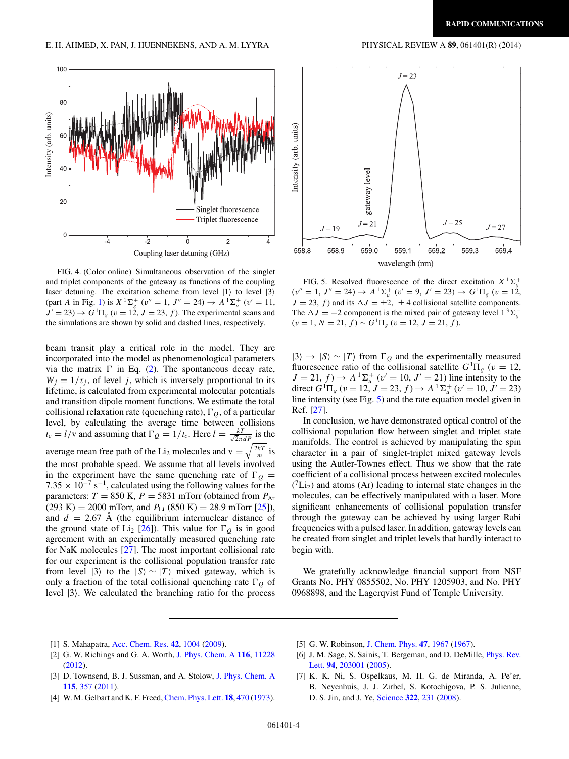FIG. 4. (Color online) Simultaneous observation of the singlet and triplet components of the gateway as functions of the coupling laser detuning. The excitation scheme from level $|1\rangle$ to level $|3\rangle$ (part $A$ in Fig. 1) is $X\,^1\Sigma_g^+$ ($v''=1$, $J''=24$) $\rightarrow$ $A\,^1\Sigma_u^+$ ($v'=11$, $J'=23$) $\rightarrow$ $G\,^1\Pi_g$ ($v=12$, $J=23$, $f$). The experimental scans and the simulations are shown by solid and dashed lines, respectively.

FIG. 5. Resolved fluorescence of the direct excitation $X\,^1\Sigma_g^+$ ($v''=1$, $J''=24$) $\rightarrow$ $A\,^1\Sigma_u^+$ ($v'=9$, $J'=23$) $\rightarrow$ $G\,^1\Pi_g$ ($v=12$, $J=23$, $f$) and its $\Delta J=\pm 2$, $\pm 4$ collisional satellite components. The $\Delta J=-2$ component is the mixed pair of gateway level $1\,^3\Sigma_g^-$ ($v=1$, $N=21$, $f$) $\sim$ $G\,^1\Pi_g$ ($v=12$, $J=21$, $f$).

beam transit play a critical role in the model. They are incorporated into the model as phenomenological parameters via the matrix $\Gamma$ in Eq. (2). The spontaneous decay rate, $W_j = 1/\tau_j$, of level $j$, which is inversely proportional to its lifetime, is calculated from experimental molecular potentials and transition dipole moment functions. We estimate the total collisional relaxation rate (quenching rate), $\Gamma_Q$, of a particular level, by calculating the average time between collisions $t_c = l/\mathrm{v}$ and assuming that $\Gamma_Q = 1/t_c$. Here $l = \frac{kT}{\sqrt{2}\pi d P}$ is the average mean free path of the $Li_2$ molecules and $\mathrm{v} = \sqrt{\frac{2kT}{m}}$ is the most probable speed. We assume that all levels involved in the experiment have the same quenching rate of $\Gamma_Q = 7.35 \times 10^{-7}\ \mathrm{s}^{-1}$, calculated using the following values for the parameters: $T = 850$ K, $P = 5831$ mTorr (obtained from $P_{\mathrm{Ar}}$ (293 K) $= 2000$ mTorr, and $P_{\mathrm{Li}}$ (850 K) $= 28.9$ mTorr [25]), and $d = 2.67$ Å (the equilibrium internuclear distance of the ground state of $Li_2$ [26]). This value for $\Gamma_Q$ is in good agreement with an experimentally measured quenching rate for NaK molecules [27]. The most important collisional rate for our experiment is the collisional population transfer rate from level $|3\rangle$ to the $|S\rangle \sim |T\rangle$ mixed gateway, which is only a fraction of the total collisional quenching rate $\Gamma_Q$ of level $|3\rangle$. We calculated the branching ratio for the process $|3\rangle \rightarrow |S\rangle \sim |T\rangle$ from $\Gamma_Q$ and the experimentally measured fluorescence ratio of the collisional satellite $G\,^1\Pi_g$ ($v=12$, $J=21$, $f$) $\rightarrow$ $A\,^1\Sigma_u^+$ ($v'=10$, $J'=21$) line intensity to the direct $G\,^1\Pi_g$ ($v=12$, $J=23$, $f$) $\rightarrow$ $A\,^1\Sigma_u^+$ ($v'=10$, $J'=23$) line intensity (see Fig. 5) and the rate equation model given in Ref. [27].

In conclusion, we have demonstrated optical control of the collisional population flow between singlet and triplet state manifolds. The control is achieved by manipulating the spin character in a pair of singlet-triplet mixed gateway levels using the Autler-Townes effect. Thus we show that the rate coefficient of a collisional process between excited molecules ($^7Li_2$) and atoms (Ar) leading to internal state changes in the molecules, can be effectively manipulated with a laser. More significant enhancements of collisional population transfer through the gateway can be achieved by using larger Rabi frequencies with a pulsed laser. In addition, gateway levels can be created from singlet and triplet levels that hardly interact to begin with.

We gratefully acknowledge financial support from NSF Grants No. PHY 0855502, No. PHY 1205903, and No. PHY 0968898, and the Lagerqvist Fund of Temple University.

[1] S. Mahapatra, Acc. Chem. Res. **42**, 1004 (2009).
[2] G. W. Richings and G. A. Worth, J. Phys. Chem. A **116**, 11228 (2012).
[3] D. Townsend, B. J. Sussman, and A. Stolow, J. Phys. Chem. A **115**, 357 (2011).
[4] W. M. Gelbart and K. F. Freed, Chem. Phys. Lett. **18**, 470 (1973).
[5] G. W. Robinson, J. Chem. Phys. **47**, 1967 (1967).
[6] J. M. Sage, S. Sainis, T. Bergeman, and D. DeMille, Phys. Rev. Lett. **94**, 203001 (2005).
[7] K. K. Ni, S. Ospelkaus, M. H. G. de Miranda, A. Pe'er, B. Neyenhuis, J. J. Zirbel, S. Kotochigova, P. S. Julienne, D. S. Jin, and J. Ye, Science **322**, 231 (2008).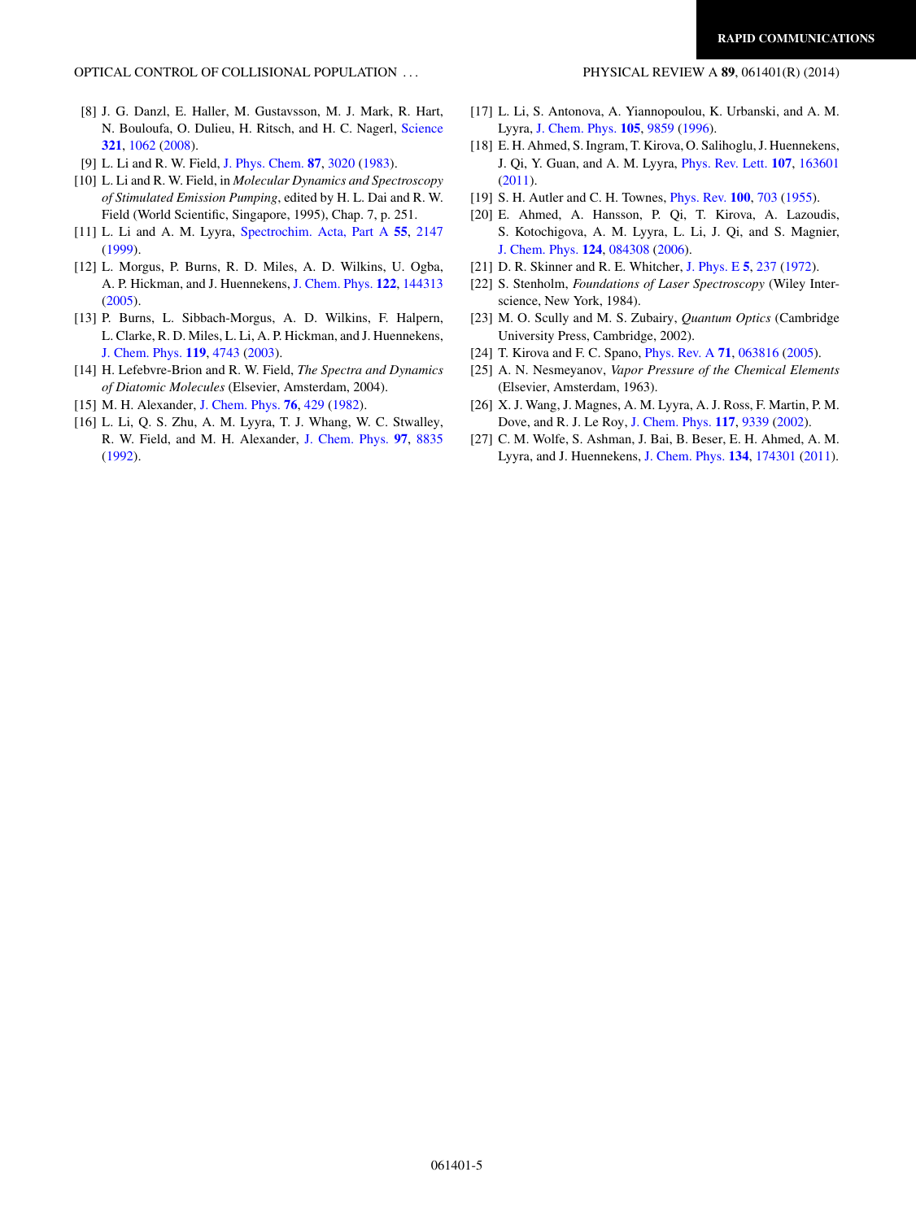[8] J. G. Danzl, E. Haller, M. Gustavsson, M. J. Mark, R. Hart, N. Bouloufa, O. Dulieu, H. Ritsch, and H. C. Nagerl, Science **321**, 1062 (2008).

[9] L. Li and R. W. Field, J. Phys. Chem. **87**, 3020 (1983).

[10] L. Li and R. W. Field, in *Molecular Dynamics and Spectroscopy of Stimulated Emission Pumping*, edited by H. L. Dai and R. W. Field (World Scientific, Singapore, 1995), Chap. 7, p. 251.

[11] L. Li and A. M. Lyyra, Spectrochim. Acta, Part A **55**, 2147 (1999).

[12] L. Morgus, P. Burns, R. D. Miles, A. D. Wilkins, U. Ogba, A. P. Hickman, and J. Huennekens, J. Chem. Phys. **122**, 144313 (2005).

[13] P. Burns, L. Sibbach-Morgus, A. D. Wilkins, F. Halpern, L. Clarke, R. D. Miles, L. Li, A. P. Hickman, and J. Huennekens, J. Chem. Phys. **119**, 4743 (2003).

[14] H. Lefebvre-Brion and R. W. Field, *The Spectra and Dynamics of Diatomic Molecules* (Elsevier, Amsterdam, 2004).

[15] M. H. Alexander, J. Chem. Phys. **76**, 429 (1982).

[16] L. Li, Q. S. Zhu, A. M. Lyyra, T. J. Whang, W. C. Stwalley, R. W. Field, and M. H. Alexander, J. Chem. Phys. **97**, 8835 (1992).

[17] L. Li, S. Antonova, A. Yiannopoulou, K. Urbanski, and A. M. Lyyra, J. Chem. Phys. **105**, 9859 (1996).

[18] E. H. Ahmed, S. Ingram, T. Kirova, O. Salihoglu, J. Huennekens, J. Qi, Y. Guan, and A. M. Lyyra, Phys. Rev. Lett. **107**, 163601 (2011).

[19] S. H. Autler and C. H. Townes, Phys. Rev. **100**, 703 (1955).

[20] E. Ahmed, A. Hansson, P. Qi, T. Kirova, A. Lazoudis, S. Kotochigova, A. M. Lyyra, L. Li, J. Qi, and S. Magnier, J. Chem. Phys. **124**, 084308 (2006).

[21] D. R. Skinner and R. E. Whitcher, J. Phys. E **5**, 237 (1972).

[22] S. Stenholm, *Foundations of Laser Spectroscopy* (Wiley Interscience, New York, 1984).

[23] M. O. Scully and M. S. Zubairy, *Quantum Optics* (Cambridge University Press, Cambridge, 2002).

[24] T. Kirova and F. C. Spano, Phys. Rev. A **71**, 063816 (2005).

[25] A. N. Nesmeyanov, *Vapor Pressure of the Chemical Elements* (Elsevier, Amsterdam, 1963).

[26] X. J. Wang, J. Magnes, A. M. Lyyra, A. J. Ross, F. Martin, P. M. Dove, and R. J. Le Roy, J. Chem. Phys. **117**, 9339 (2002).

[27] C. M. Wolfe, S. Ashman, J. Bai, B. Beser, E. H. Ahmed, A. M. Lyyra, and J. Huennekens, J. Chem. Phys. **134**, 174301 (2011).